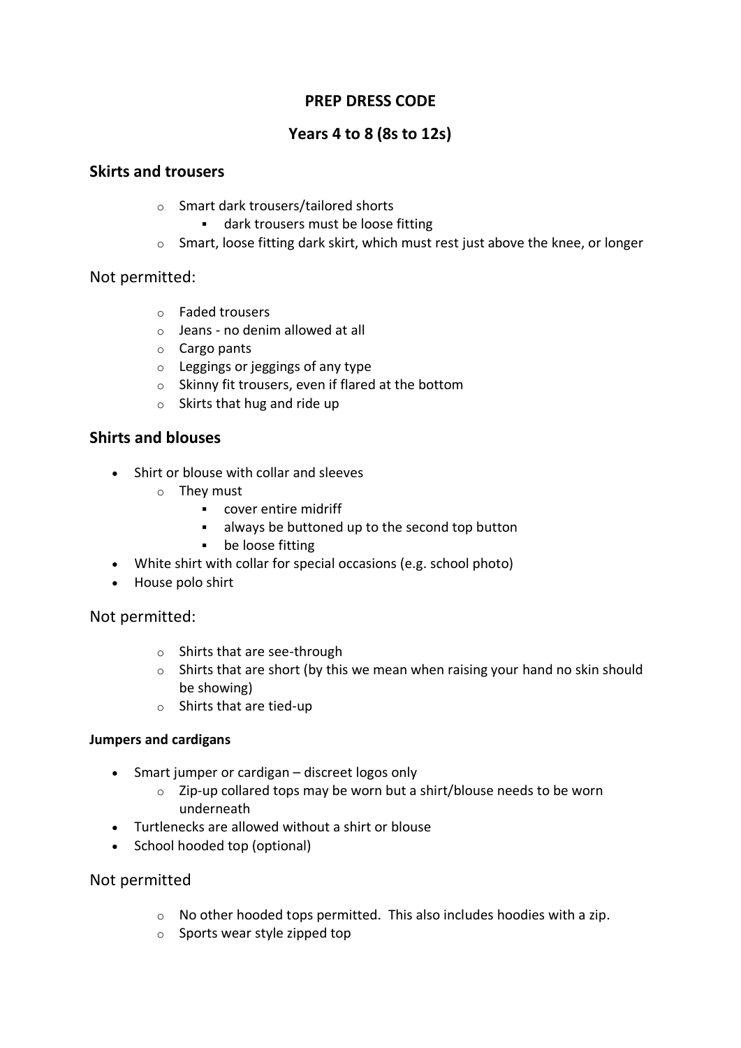# PREP DRESS CODE

## Years 4 to 8 (8s to 12s)

### Skirts and trousers

- Smart dark trousers/tailored shorts
  - dark trousers must be loose fitting
- Smart, loose fitting dark skirt, which must rest just above the knee, or longer

Not permitted:

- Faded trousers
- Jeans - no denim allowed at all
- Cargo pants
- Leggings or jeggings of any type
- Skinny fit trousers, even if flared at the bottom
- Skirts that hug and ride up

### Shirts and blouses

- Shirt or blouse with collar and sleeves
  - They must
    - cover entire midriff
    - always be buttoned up to the second top button
    - be loose fitting
- White shirt with collar for special occasions (e.g. school photo)
- House polo shirt

Not permitted:

- Shirts that are see-through
- Shirts that are short (by this we mean when raising your hand no skin should be showing)
- Shirts that are tied-up

#### Jumpers and cardigans

- Smart jumper or cardigan – discreet logos only
  - Zip-up collared tops may be worn but a shirt/blouse needs to be worn underneath
- Turtlenecks are allowed without a shirt or blouse
- School hooded top (optional)

Not permitted

- No other hooded tops permitted. This also includes hoodies with a zip.
- Sports wear style zipped top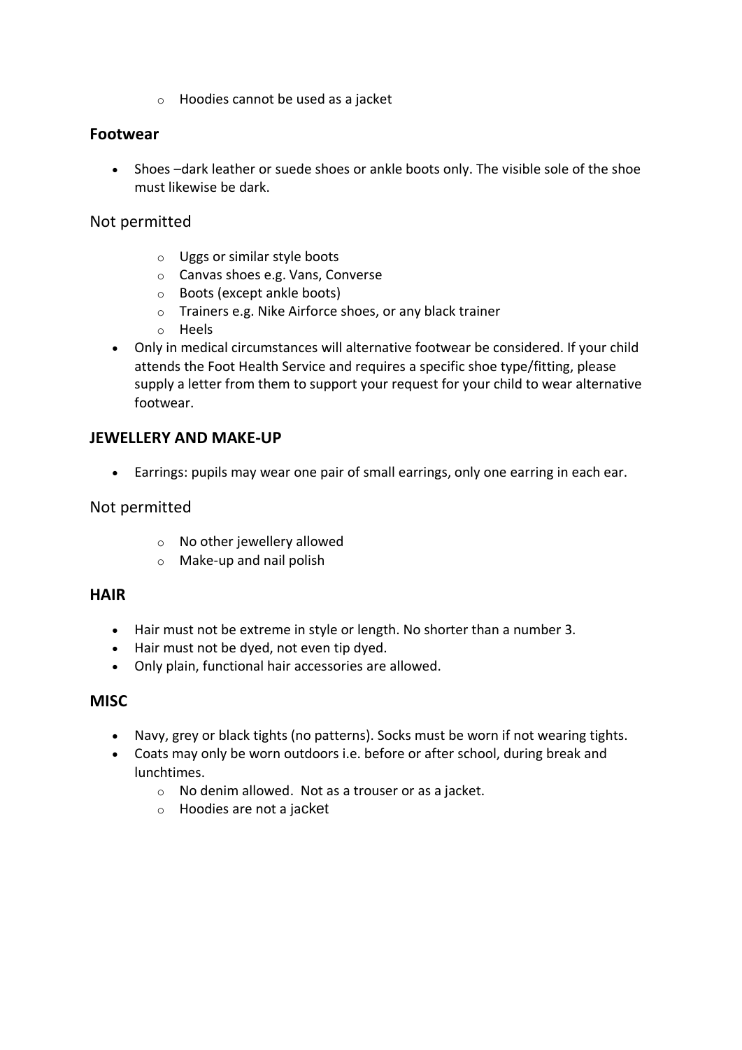- Hoodies cannot be used as a jacket

## Footwear

- Shoes –dark leather or suede shoes or ankle boots only. The visible sole of the shoe must likewise be dark.

Not permitted

- Uggs or similar style boots
- Canvas shoes e.g. Vans, Converse
- Boots (except ankle boots)
- Trainers e.g. Nike Airforce shoes, or any black trainer
- Heels

- Only in medical circumstances will alternative footwear be considered. If your child attends the Foot Health Service and requires a specific shoe type/fitting, please supply a letter from them to support your request for your child to wear alternative footwear.

## JEWELLERY AND MAKE-UP

- Earrings: pupils may wear one pair of small earrings, only one earring in each ear.

Not permitted

- No other jewellery allowed
- Make-up and nail polish

## HAIR

- Hair must not be extreme in style or length. No shorter than a number 3.
- Hair must not be dyed, not even tip dyed.
- Only plain, functional hair accessories are allowed.

## MISC

- Navy, grey or black tights (no patterns). Socks must be worn if not wearing tights.
- Coats may only be worn outdoors i.e. before or after school, during break and lunchtimes.
    - No denim allowed. Not as a trouser or as a jacket.
    - Hoodies are not a jacket